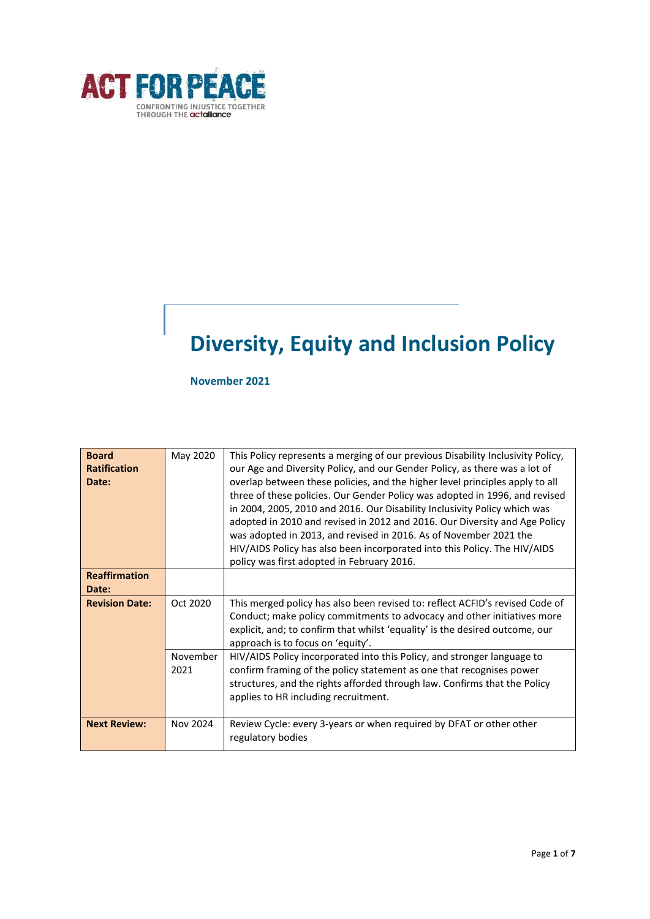ACT FOR PEACE

CONFRONTING INJUSTICE TOGETHER THROUGH THE actalliance

# Diversity, Equity and Inclusion Policy

**November 2021**

| | | |
|---|---|---|
| **Board Ratification Date:** | May 2020 | This Policy represents a merging of our previous Disability Inclusivity Policy, our Age and Diversity Policy, and our Gender Policy, as there was a lot of overlap between these policies, and the higher level principles apply to all three of these policies. Our Gender Policy was adopted in 1996, and revised in 2004, 2005, 2010 and 2016. Our Disability Inclusivity Policy which was adopted in 2010 and revised in 2012 and 2016. Our Diversity and Age Policy was adopted in 2013, and revised in 2016. As of November 2021 the HIV/AIDS Policy has also been incorporated into this Policy. The HIV/AIDS policy was first adopted in February 2016. |
| **Reaffirmation Date:** | | |
| **Revision Date:** | Oct 2020 | This merged policy has also been revised to: reflect ACFID's revised Code of Conduct; make policy commitments to advocacy and other initiatives more explicit, and; to confirm that whilst 'equality' is the desired outcome, our approach is to focus on 'equity'. |
| | November 2021 | HIV/AIDS Policy incorporated into this Policy, and stronger language to confirm framing of the policy statement as one that recognises power structures, and the rights afforded through law. Confirms that the Policy applies to HR including recruitment. |
| **Next Review:** | Nov 2024 | Review Cycle: every 3-years or when required by DFAT or other other regulatory bodies |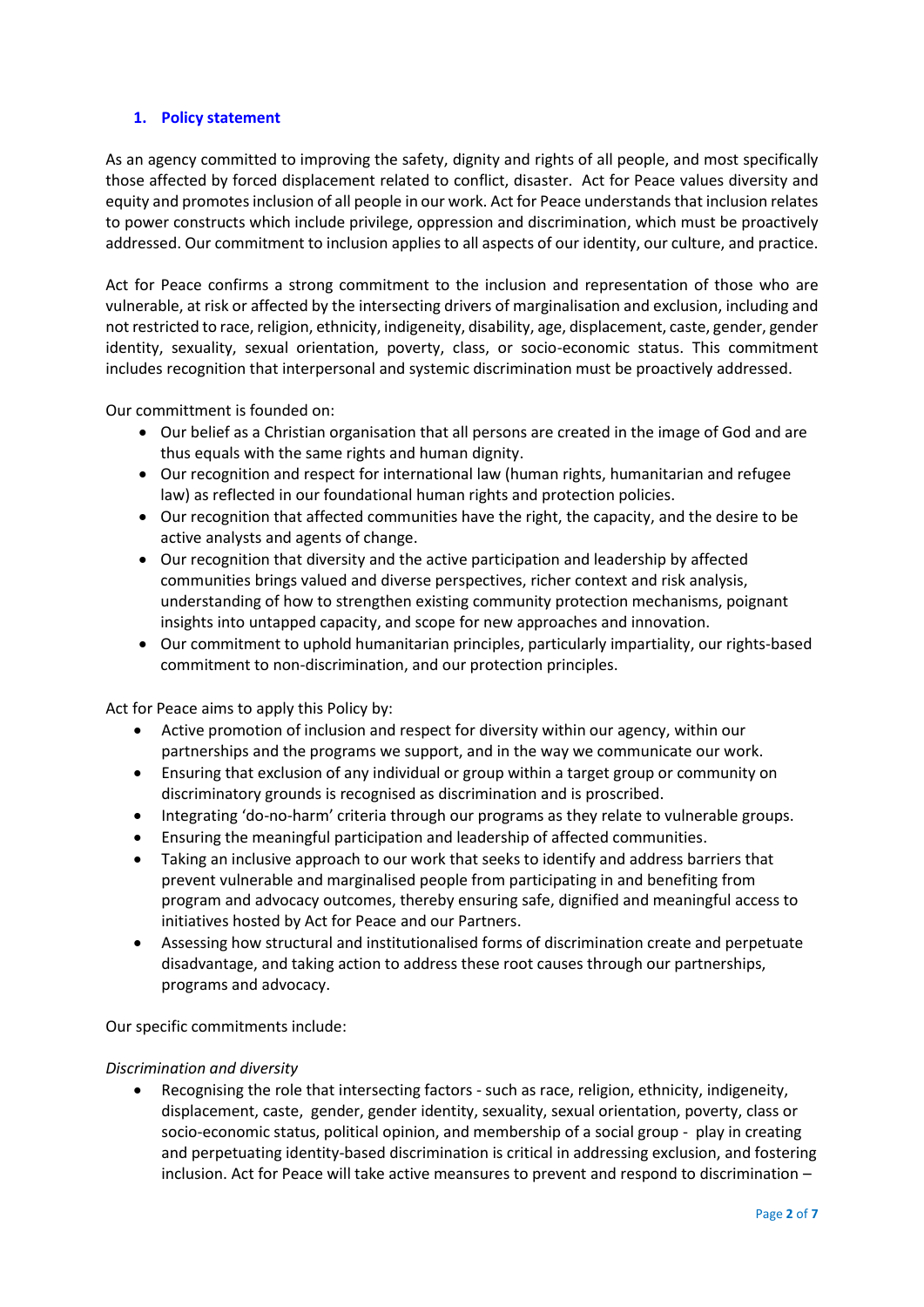## 1. Policy statement

As an agency committed to improving the safety, dignity and rights of all people, and most specifically those affected by forced displacement related to conflict, disaster. Act for Peace values diversity and equity and promotes inclusion of all people in our work. Act for Peace understands that inclusion relates to power constructs which include privilege, oppression and discrimination, which must be proactively addressed. Our commitment to inclusion applies to all aspects of our identity, our culture, and practice.

Act for Peace confirms a strong commitment to the inclusion and representation of those who are vulnerable, at risk or affected by the intersecting drivers of marginalisation and exclusion, including and not restricted to race, religion, ethnicity, indigeneity, disability, age, displacement, caste, gender, gender identity, sexuality, sexual orientation, poverty, class, or socio-economic status. This commitment includes recognition that interpersonal and systemic discrimination must be proactively addressed.

Our committment is founded on:

- Our belief as a Christian organisation that all persons are created in the image of God and are thus equals with the same rights and human dignity.
- Our recognition and respect for international law (human rights, humanitarian and refugee law) as reflected in our foundational human rights and protection policies.
- Our recognition that affected communities have the right, the capacity, and the desire to be active analysts and agents of change.
- Our recognition that diversity and the active participation and leadership by affected communities brings valued and diverse perspectives, richer context and risk analysis, understanding of how to strengthen existing community protection mechanisms, poignant insights into untapped capacity, and scope for new approaches and innovation.
- Our commitment to uphold humanitarian principles, particularly impartiality, our rights-based commitment to non-discrimination, and our protection principles.

Act for Peace aims to apply this Policy by:

- Active promotion of inclusion and respect for diversity within our agency, within our partnerships and the programs we support, and in the way we communicate our work.
- Ensuring that exclusion of any individual or group within a target group or community on discriminatory grounds is recognised as discrimination and is proscribed.
- Integrating 'do-no-harm' criteria through our programs as they relate to vulnerable groups.
- Ensuring the meaningful participation and leadership of affected communities.
- Taking an inclusive approach to our work that seeks to identify and address barriers that prevent vulnerable and marginalised people from participating in and benefiting from program and advocacy outcomes, thereby ensuring safe, dignified and meaningful access to initiatives hosted by Act for Peace and our Partners.
- Assessing how structural and institutionalised forms of discrimination create and perpetuate disadvantage, and taking action to address these root causes through our partnerships, programs and advocacy.

Our specific commitments include:

*Discrimination and diversity*

- Recognising the role that intersecting factors - such as race, religion, ethnicity, indigeneity, displacement, caste, gender, gender identity, sexuality, sexual orientation, poverty, class or socio-economic status, political opinion, and membership of a social group - play in creating and perpetuating identity-based discrimination is critical in addressing exclusion, and fostering inclusion. Act for Peace will take active meansures to prevent and respond to discrimination –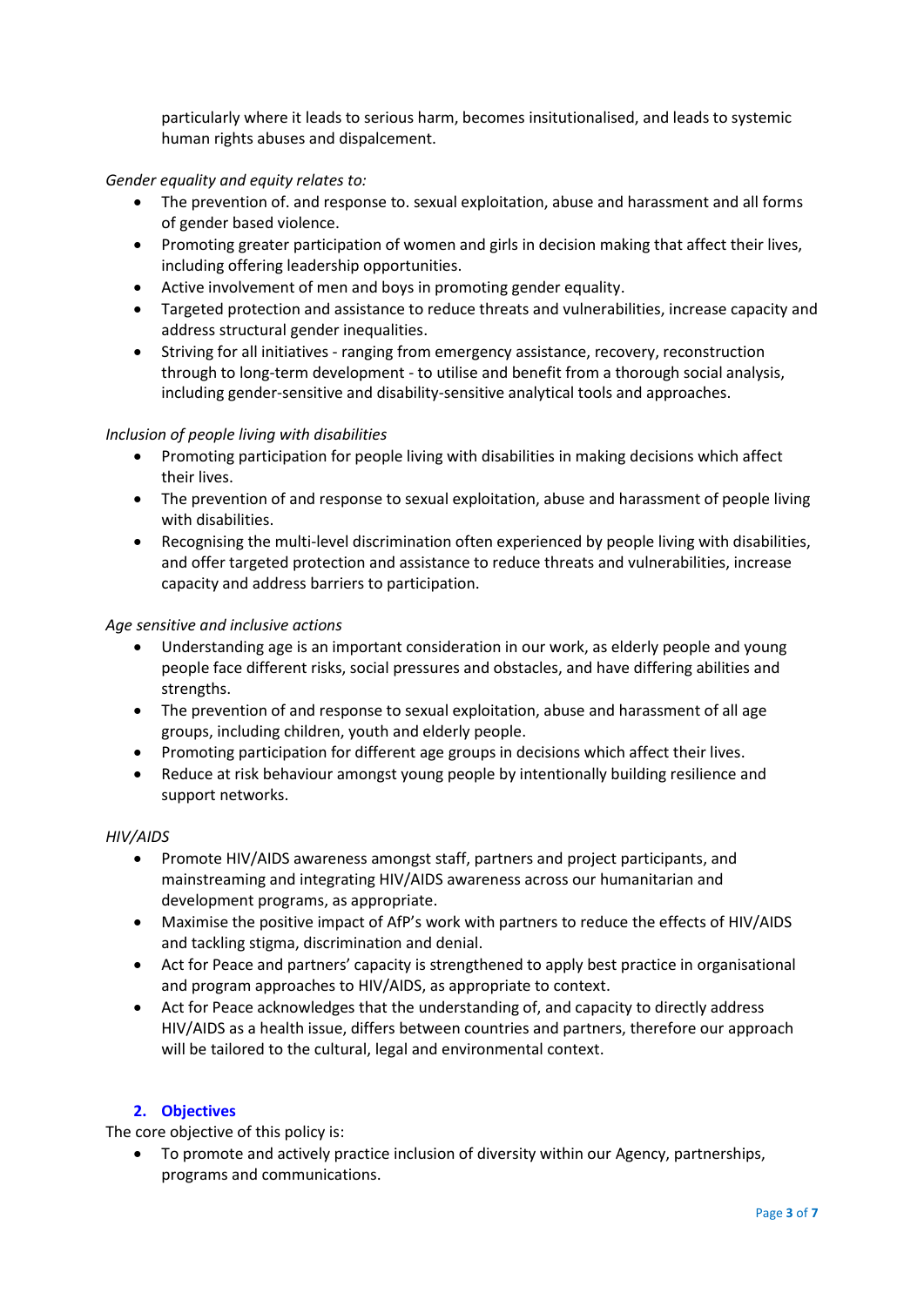particularly where it leads to serious harm, becomes insitutionalised, and leads to systemic human rights abuses and dispalcement.

*Gender equality and equity relates to:*

- The prevention of. and response to. sexual exploitation, abuse and harassment and all forms of gender based violence.
- Promoting greater participation of women and girls in decision making that affect their lives, including offering leadership opportunities.
- Active involvement of men and boys in promoting gender equality.
- Targeted protection and assistance to reduce threats and vulnerabilities, increase capacity and address structural gender inequalities.
- Striving for all initiatives - ranging from emergency assistance, recovery, reconstruction through to long-term development - to utilise and benefit from a thorough social analysis, including gender-sensitive and disability-sensitive analytical tools and approaches.

*Inclusion of people living with disabilities*

- Promoting participation for people living with disabilities in making decisions which affect their lives.
- The prevention of and response to sexual exploitation, abuse and harassment of people living with disabilities.
- Recognising the multi-level discrimination often experienced by people living with disabilities, and offer targeted protection and assistance to reduce threats and vulnerabilities, increase capacity and address barriers to participation.

*Age sensitive and inclusive actions*

- Understanding age is an important consideration in our work, as elderly people and young people face different risks, social pressures and obstacles, and have differing abilities and strengths.
- The prevention of and response to sexual exploitation, abuse and harassment of all age groups, including children, youth and elderly people.
- Promoting participation for different age groups in decisions which affect their lives.
- Reduce at risk behaviour amongst young people by intentionally building resilience and support networks.

*HIV/AIDS*

- Promote HIV/AIDS awareness amongst staff, partners and project participants, and mainstreaming and integrating HIV/AIDS awareness across our humanitarian and development programs, as appropriate.
- Maximise the positive impact of AfP's work with partners to reduce the effects of HIV/AIDS and tackling stigma, discrimination and denial.
- Act for Peace and partners' capacity is strengthened to apply best practice in organisational and program approaches to HIV/AIDS, as appropriate to context.
- Act for Peace acknowledges that the understanding of, and capacity to directly address HIV/AIDS as a health issue, differs between countries and partners, therefore our approach will be tailored to the cultural, legal and environmental context.

## 2. Objectives

The core objective of this policy is:

- To promote and actively practice inclusion of diversity within our Agency, partnerships, programs and communications.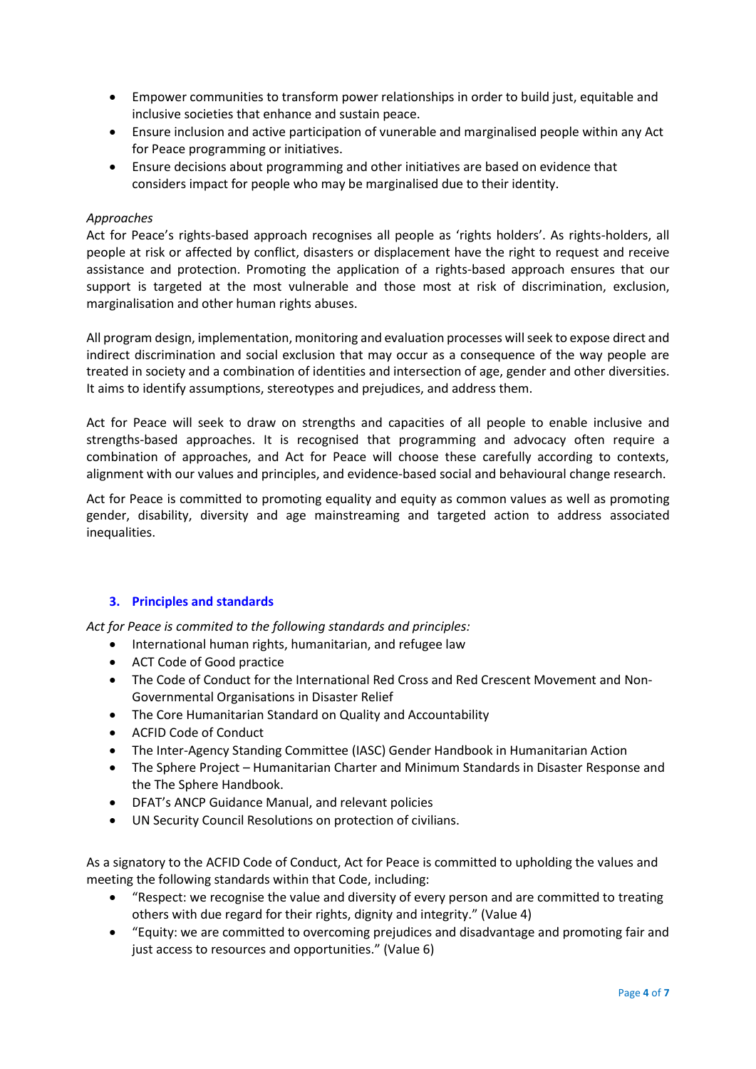- Empower communities to transform power relationships in order to build just, equitable and inclusive societies that enhance and sustain peace.
- Ensure inclusion and active participation of vunerable and marginalised people within any Act for Peace programming or initiatives.
- Ensure decisions about programming and other initiatives are based on evidence that considers impact for people who may be marginalised due to their identity.

*Approaches*

Act for Peace's rights-based approach recognises all people as 'rights holders'. As rights-holders, all people at risk or affected by conflict, disasters or displacement have the right to request and receive assistance and protection. Promoting the application of a rights-based approach ensures that our support is targeted at the most vulnerable and those most at risk of discrimination, exclusion, marginalisation and other human rights abuses.

All program design, implementation, monitoring and evaluation processes will seek to expose direct and indirect discrimination and social exclusion that may occur as a consequence of the way people are treated in society and a combination of identities and intersection of age, gender and other diversities. It aims to identify assumptions, stereotypes and prejudices, and address them.

Act for Peace will seek to draw on strengths and capacities of all people to enable inclusive and strengths-based approaches. It is recognised that programming and advocacy often require a combination of approaches, and Act for Peace will choose these carefully according to contexts, alignment with our values and principles, and evidence-based social and behavioural change research.

Act for Peace is committed to promoting equality and equity as common values as well as promoting gender, disability, diversity and age mainstreaming and targeted action to address associated inequalities.

## 3. Principles and standards

*Act for Peace is commited to the following standards and principles:*

- International human rights, humanitarian, and refugee law
- ACT Code of Good practice
- The Code of Conduct for the International Red Cross and Red Crescent Movement and Non-Governmental Organisations in Disaster Relief
- The Core Humanitarian Standard on Quality and Accountability
- ACFID Code of Conduct
- The Inter-Agency Standing Committee (IASC) Gender Handbook in Humanitarian Action
- The Sphere Project – Humanitarian Charter and Minimum Standards in Disaster Response and the The Sphere Handbook.
- DFAT's ANCP Guidance Manual, and relevant policies
- UN Security Council Resolutions on protection of civilians.

As a signatory to the ACFID Code of Conduct, Act for Peace is committed to upholding the values and meeting the following standards within that Code, including:

- "Respect: we recognise the value and diversity of every person and are committed to treating others with due regard for their rights, dignity and integrity." (Value 4)
- "Equity: we are committed to overcoming prejudices and disadvantage and promoting fair and just access to resources and opportunities." (Value 6)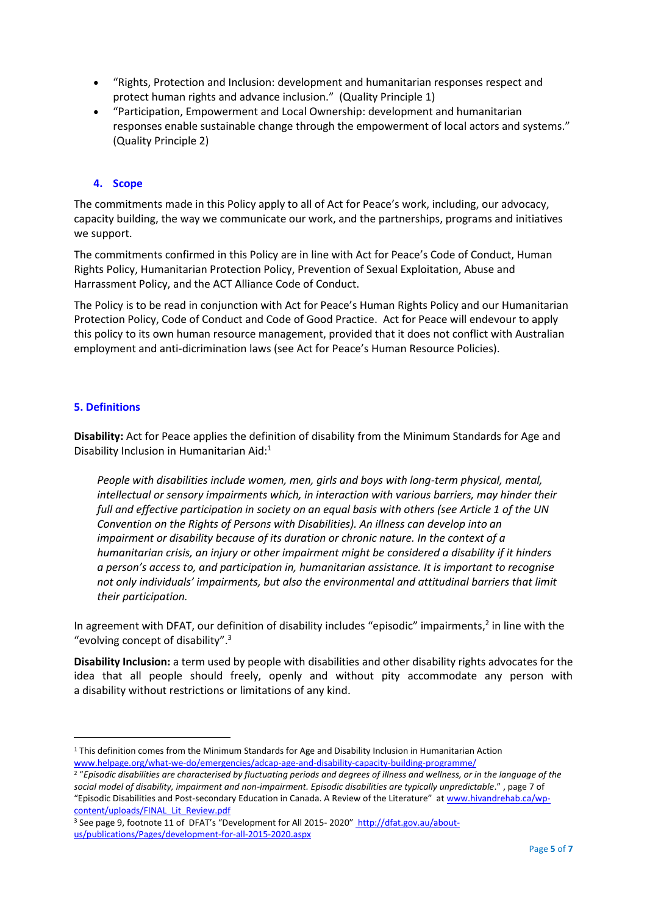- "Rights, Protection and Inclusion: development and humanitarian responses respect and protect human rights and advance inclusion." (Quality Principle 1)
- "Participation, Empowerment and Local Ownership: development and humanitarian responses enable sustainable change through the empowerment of local actors and systems." (Quality Principle 2)

## 4. Scope

The commitments made in this Policy apply to all of Act for Peace's work, including, our advocacy, capacity building, the way we communicate our work, and the partnerships, programs and initiatives we support.

The commitments confirmed in this Policy are in line with Act for Peace's Code of Conduct, Human Rights Policy, Humanitarian Protection Policy, Prevention of Sexual Exploitation, Abuse and Harrassment Policy, and the ACT Alliance Code of Conduct.

The Policy is to be read in conjunction with Act for Peace's Human Rights Policy and our Humanitarian Protection Policy, Code of Conduct and Code of Good Practice. Act for Peace will endevour to apply this policy to its own human resource management, provided that it does not conflict with Australian employment and anti-dicrimination laws (see Act for Peace's Human Resource Policies).

## 5. Definitions

**Disability:** Act for Peace applies the definition of disability from the Minimum Standards for Age and Disability Inclusion in Humanitarian Aid:[1]

> *People with disabilities include women, men, girls and boys with long-term physical, mental, intellectual or sensory impairments which, in interaction with various barriers, may hinder their full and effective participation in society on an equal basis with others (see Article 1 of the UN Convention on the Rights of Persons with Disabilities). An illness can develop into an impairment or disability because of its duration or chronic nature. In the context of a humanitarian crisis, an injury or other impairment might be considered a disability if it hinders a person's access to, and participation in, humanitarian assistance. It is important to recognise not only individuals' impairments, but also the environmental and attitudinal barriers that limit their participation.*

In agreement with DFAT, our definition of disability includes "episodic" impairments,[2] in line with the "evolving concept of disability".[3]

**Disability Inclusion:** a term used by people with disabilities and other disability rights advocates for the idea that all people should freely, openly and without pity accommodate any person with a disability without restrictions or limitations of any kind.

---

[1] This definition comes from the Minimum Standards for Age and Disability Inclusion in Humanitarian Action www.helpage.org/what-we-do/emergencies/adcap-age-and-disability-capacity-building-programme/

[2] "*Episodic disabilities are characterised by fluctuating periods and degrees of illness and wellness, or in the language of the social model of disability, impairment and non-impairment. Episodic disabilities are typically unpredictable*." , page 7 of "Episodic Disabilities and Post-secondary Education in Canada. A Review of the Literature" at www.hivandrehab.ca/wp-content/uploads/FINAL_Lit_Review.pdf

[3] See page 9, footnote 11 of DFAT's "Development for All 2015- 2020" http://dfat.gov.au/about-us/publications/Pages/development-for-all-2015-2020.aspx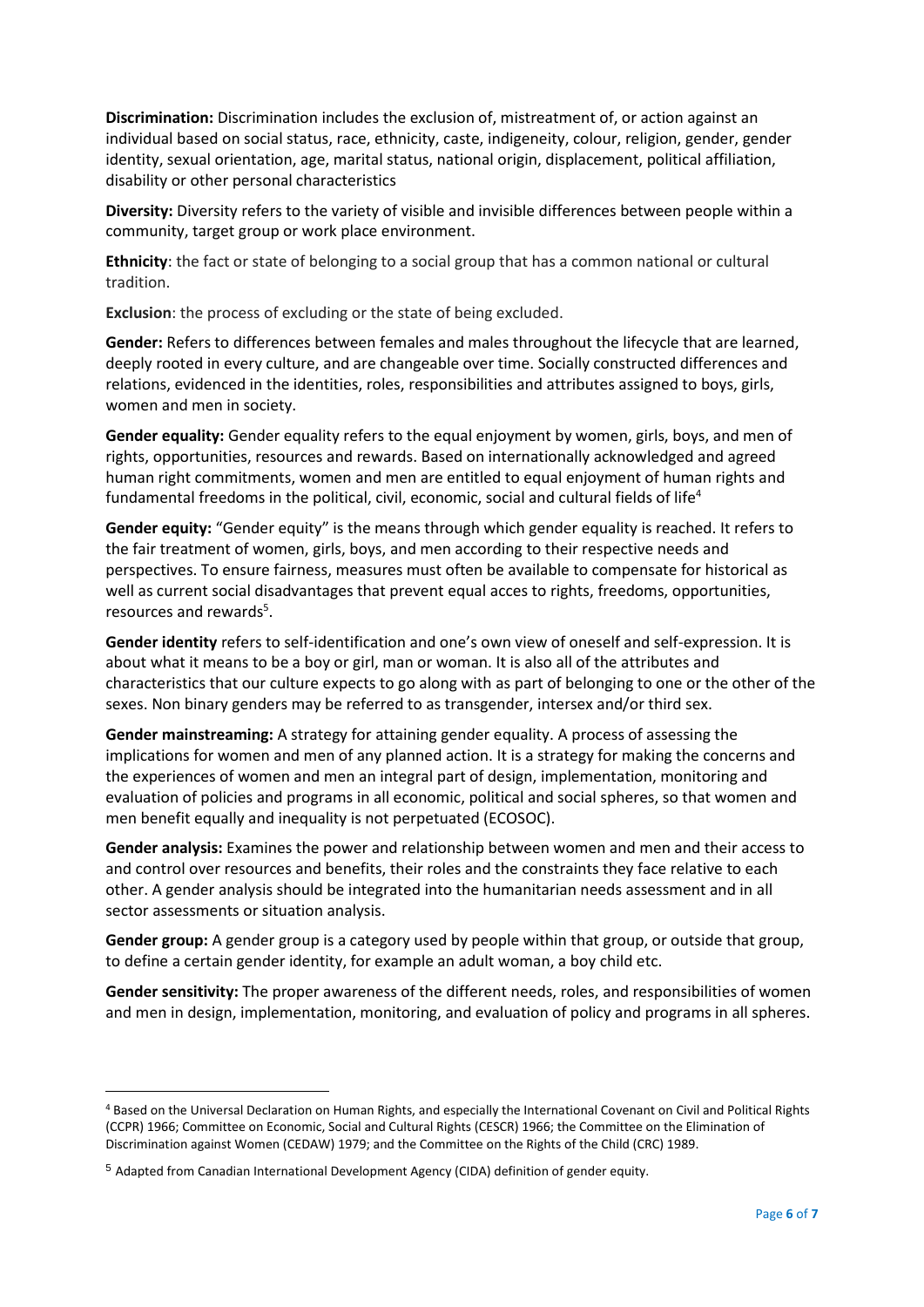**Discrimination:** Discrimination includes the exclusion of, mistreatment of, or action against an individual based on social status, race, ethnicity, caste, indigeneity, colour, religion, gender, gender identity, sexual orientation, age, marital status, national origin, displacement, political affiliation, disability or other personal characteristics

**Diversity:** Diversity refers to the variety of visible and invisible differences between people within a community, target group or work place environment.

**Ethnicity**: the fact or state of belonging to a social group that has a common national or cultural tradition.

**Exclusion**: the process of excluding or the state of being excluded.

**Gender:** Refers to differences between females and males throughout the lifecycle that are learned, deeply rooted in every culture, and are changeable over time. Socially constructed differences and relations, evidenced in the identities, roles, responsibilities and attributes assigned to boys, girls, women and men in society.

**Gender equality:** Gender equality refers to the equal enjoyment by women, girls, boys, and men of rights, opportunities, resources and rewards. Based on internationally acknowledged and agreed human right commitments, women and men are entitled to equal enjoyment of human rights and fundamental freedoms in the political, civil, economic, social and cultural fields of life[4]

**Gender equity:** "Gender equity" is the means through which gender equality is reached. It refers to the fair treatment of women, girls, boys, and men according to their respective needs and perspectives. To ensure fairness, measures must often be available to compensate for historical as well as current social disadvantages that prevent equal acces to rights, freedoms, opportunities, resources and rewards[5].

**Gender identity** refers to self-identification and one's own view of oneself and self-expression. It is about what it means to be a boy or girl, man or woman. It is also all of the attributes and characteristics that our culture expects to go along with as part of belonging to one or the other of the sexes. Non binary genders may be referred to as transgender, intersex and/or third sex.

**Gender mainstreaming:** A strategy for attaining gender equality. A process of assessing the implications for women and men of any planned action. It is a strategy for making the concerns and the experiences of women and men an integral part of design, implementation, monitoring and evaluation of policies and programs in all economic, political and social spheres, so that women and men benefit equally and inequality is not perpetuated (ECOSOC).

**Gender analysis:** Examines the power and relationship between women and men and their access to and control over resources and benefits, their roles and the constraints they face relative to each other. A gender analysis should be integrated into the humanitarian needs assessment and in all sector assessments or situation analysis.

**Gender group:** A gender group is a category used by people within that group, or outside that group, to define a certain gender identity, for example an adult woman, a boy child etc.

**Gender sensitivity:** The proper awareness of the different needs, roles, and responsibilities of women and men in design, implementation, monitoring, and evaluation of policy and programs in all spheres.

---

[4] Based on the Universal Declaration on Human Rights, and especially the International Covenant on Civil and Political Rights (CCPR) 1966; Committee on Economic, Social and Cultural Rights (CESCR) 1966; the Committee on the Elimination of Discrimination against Women (CEDAW) 1979; and the Committee on the Rights of the Child (CRC) 1989.

[5] Adapted from Canadian International Development Agency (CIDA) definition of gender equity.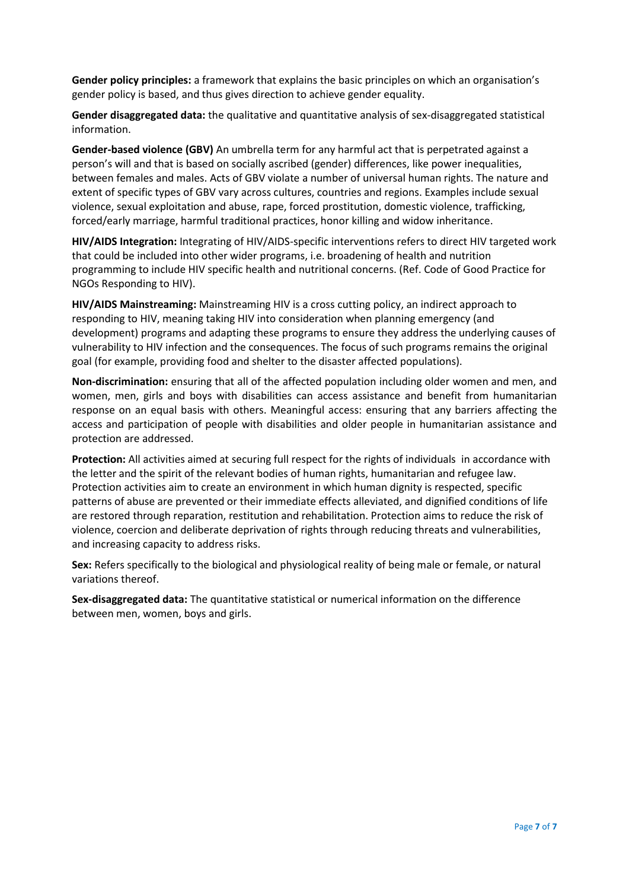**Gender policy principles:** a framework that explains the basic principles on which an organisation's gender policy is based, and thus gives direction to achieve gender equality.

**Gender disaggregated data:** the qualitative and quantitative analysis of sex-disaggregated statistical information.

**Gender-based violence (GBV)** An umbrella term for any harmful act that is perpetrated against a person's will and that is based on socially ascribed (gender) differences, like power inequalities, between females and males. Acts of GBV violate a number of universal human rights. The nature and extent of specific types of GBV vary across cultures, countries and regions. Examples include sexual violence, sexual exploitation and abuse, rape, forced prostitution, domestic violence, trafficking, forced/early marriage, harmful traditional practices, honor killing and widow inheritance.

**HIV/AIDS Integration:** Integrating of HIV/AIDS-specific interventions refers to direct HIV targeted work that could be included into other wider programs, i.e. broadening of health and nutrition programming to include HIV specific health and nutritional concerns. (Ref. Code of Good Practice for NGOs Responding to HIV).

**HIV/AIDS Mainstreaming:** Mainstreaming HIV is a cross cutting policy, an indirect approach to responding to HIV, meaning taking HIV into consideration when planning emergency (and development) programs and adapting these programs to ensure they address the underlying causes of vulnerability to HIV infection and the consequences. The focus of such programs remains the original goal (for example, providing food and shelter to the disaster affected populations).

**Non-discrimination:** ensuring that all of the affected population including older women and men, and women, men, girls and boys with disabilities can access assistance and benefit from humanitarian response on an equal basis with others. Meaningful access: ensuring that any barriers affecting the access and participation of people with disabilities and older people in humanitarian assistance and protection are addressed.

**Protection:** All activities aimed at securing full respect for the rights of individuals in accordance with the letter and the spirit of the relevant bodies of human rights, humanitarian and refugee law. Protection activities aim to create an environment in which human dignity is respected, specific patterns of abuse are prevented or their immediate effects alleviated, and dignified conditions of life are restored through reparation, restitution and rehabilitation. Protection aims to reduce the risk of violence, coercion and deliberate deprivation of rights through reducing threats and vulnerabilities, and increasing capacity to address risks.

**Sex:** Refers specifically to the biological and physiological reality of being male or female, or natural variations thereof.

**Sex-disaggregated data:** The quantitative statistical or numerical information on the difference between men, women, boys and girls.